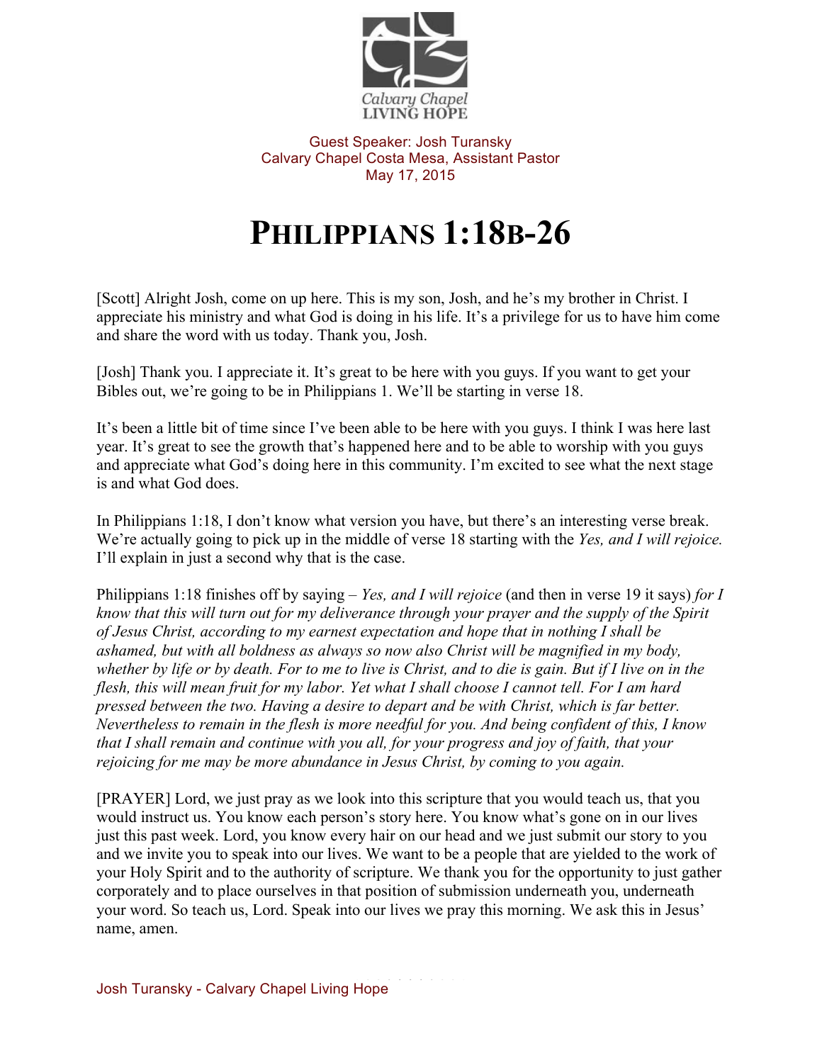Calvary Chapel
LIVING HOPE

Guest Speaker: Josh Turansky
Calvary Chapel Costa Mesa, Assistant Pastor
May 17, 2015

# PHILIPPIANS 1:18B-26

[Scott] Alright Josh, come on up here. This is my son, Josh, and he's my brother in Christ. I appreciate his ministry and what God is doing in his life. It's a privilege for us to have him come and share the word with us today. Thank you, Josh.

[Josh] Thank you. I appreciate it. It's great to be here with you guys. If you want to get your Bibles out, we're going to be in Philippians 1. We'll be starting in verse 18.

It's been a little bit of time since I've been able to be here with you guys. I think I was here last year. It's great to see the growth that's happened here and to be able to worship with you guys and appreciate what God's doing here in this community. I'm excited to see what the next stage is and what God does.

In Philippians 1:18, I don't know what version you have, but there's an interesting verse break. We're actually going to pick up in the middle of verse 18 starting with the *Yes, and I will rejoice.* I'll explain in just a second why that is the case.

Philippians 1:18 finishes off by saying – *Yes, and I will rejoice* (and then in verse 19 it says) *for I know that this will turn out for my deliverance through your prayer and the supply of the Spirit of Jesus Christ, according to my earnest expectation and hope that in nothing I shall be ashamed, but with all boldness as always so now also Christ will be magnified in my body, whether by life or by death. For to me to live is Christ, and to die is gain. But if I live on in the flesh, this will mean fruit for my labor. Yet what I shall choose I cannot tell. For I am hard pressed between the two. Having a desire to depart and be with Christ, which is far better. Nevertheless to remain in the flesh is more needful for you. And being confident of this, I know that I shall remain and continue with you all, for your progress and joy of faith, that your rejoicing for me may be more abundance in Jesus Christ, by coming to you again.*

[PRAYER] Lord, we just pray as we look into this scripture that you would teach us, that you would instruct us. You know each person's story here. You know what's gone on in our lives just this past week. Lord, you know every hair on our head and we just submit our story to you and we invite you to speak into our lives. We want to be a people that are yielded to the work of your Holy Spirit and to the authority of scripture. We thank you for the opportunity to just gather corporately and to place ourselves in that position of submission underneath you, underneath your word. So teach us, Lord. Speak into our lives we pray this morning. We ask this in Jesus' name, amen.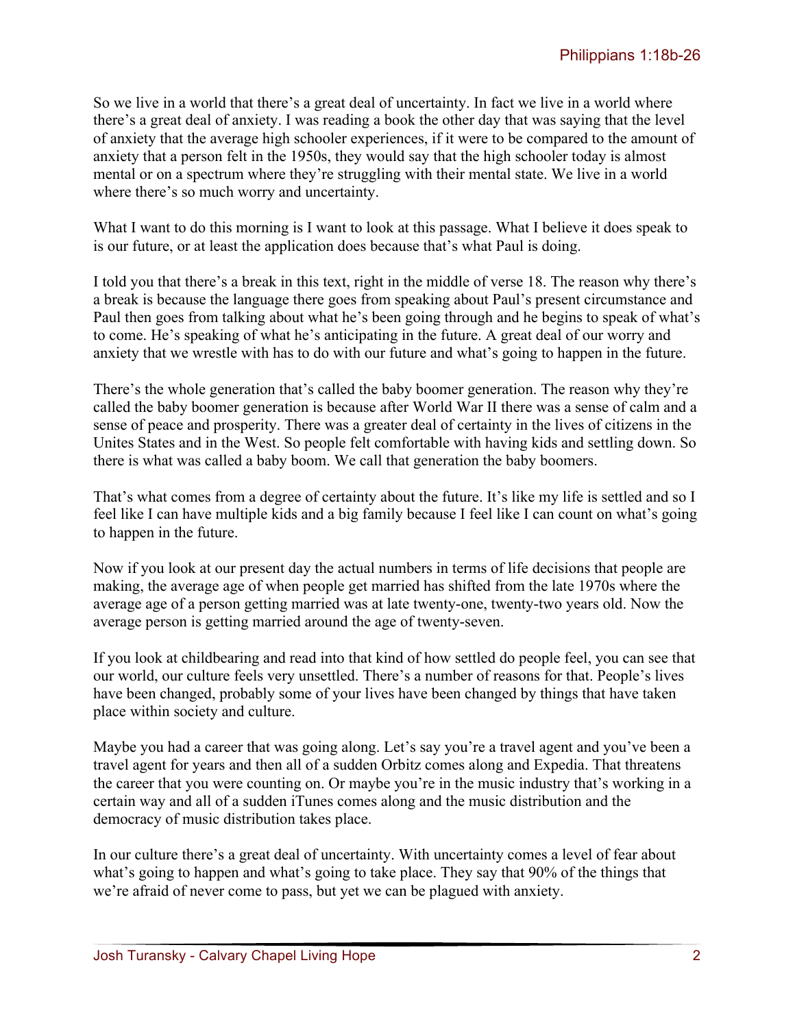So we live in a world that there's a great deal of uncertainty. In fact we live in a world where there's a great deal of anxiety. I was reading a book the other day that was saying that the level of anxiety that the average high schooler experiences, if it were to be compared to the amount of anxiety that a person felt in the 1950s, they would say that the high schooler today is almost mental or on a spectrum where they're struggling with their mental state. We live in a world where there's so much worry and uncertainty.

What I want to do this morning is I want to look at this passage. What I believe it does speak to is our future, or at least the application does because that's what Paul is doing.

I told you that there's a break in this text, right in the middle of verse 18. The reason why there's a break is because the language there goes from speaking about Paul's present circumstance and Paul then goes from talking about what he's been going through and he begins to speak of what's to come. He's speaking of what he's anticipating in the future. A great deal of our worry and anxiety that we wrestle with has to do with our future and what's going to happen in the future.

There's the whole generation that's called the baby boomer generation. The reason why they're called the baby boomer generation is because after World War II there was a sense of calm and a sense of peace and prosperity. There was a greater deal of certainty in the lives of citizens in the Unites States and in the West. So people felt comfortable with having kids and settling down. So there is what was called a baby boom. We call that generation the baby boomers.

That's what comes from a degree of certainty about the future. It's like my life is settled and so I feel like I can have multiple kids and a big family because I feel like I can count on what's going to happen in the future.

Now if you look at our present day the actual numbers in terms of life decisions that people are making, the average age of when people get married has shifted from the late 1970s where the average age of a person getting married was at late twenty-one, twenty-two years old. Now the average person is getting married around the age of twenty-seven.

If you look at childbearing and read into that kind of how settled do people feel, you can see that our world, our culture feels very unsettled. There's a number of reasons for that. People's lives have been changed, probably some of your lives have been changed by things that have taken place within society and culture.

Maybe you had a career that was going along. Let's say you're a travel agent and you've been a travel agent for years and then all of a sudden Orbitz comes along and Expedia. That threatens the career that you were counting on. Or maybe you're in the music industry that's working in a certain way and all of a sudden iTunes comes along and the music distribution and the democracy of music distribution takes place.

In our culture there's a great deal of uncertainty. With uncertainty comes a level of fear about what's going to happen and what's going to take place. They say that 90% of the things that we're afraid of never come to pass, but yet we can be plagued with anxiety.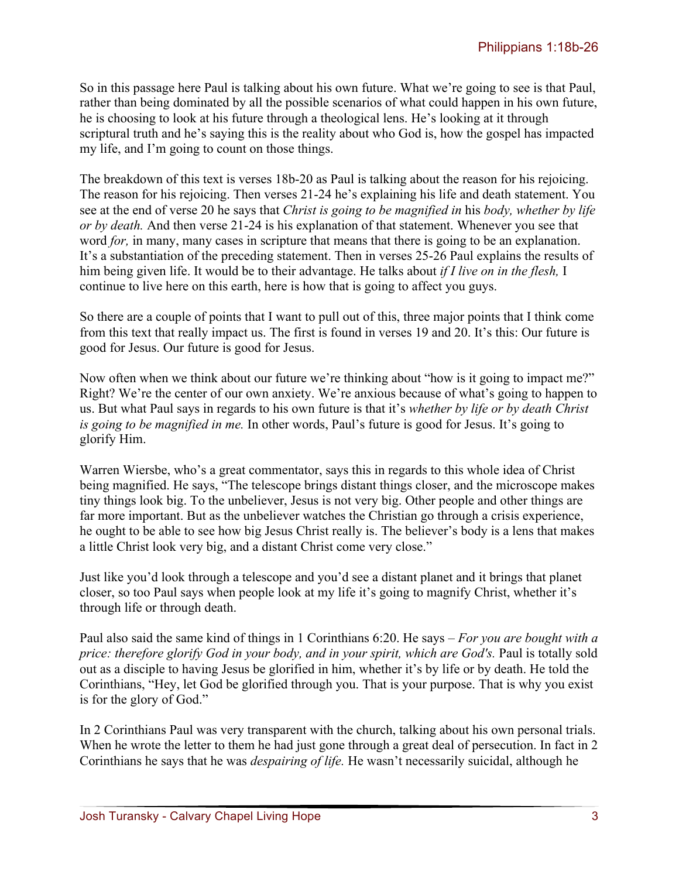So in this passage here Paul is talking about his own future. What we're going to see is that Paul, rather than being dominated by all the possible scenarios of what could happen in his own future, he is choosing to look at his future through a theological lens. He's looking at it through scriptural truth and he's saying this is the reality about who God is, how the gospel has impacted my life, and I'm going to count on those things.

The breakdown of this text is verses 18b-20 as Paul is talking about the reason for his rejoicing. The reason for his rejoicing. Then verses 21-24 he's explaining his life and death statement. You see at the end of verse 20 he says that *Christ is going to be magnified in* his *body, whether by life or by death.* And then verse 21-24 is his explanation of that statement. Whenever you see that word *for,* in many, many cases in scripture that means that there is going to be an explanation. It's a substantiation of the preceding statement. Then in verses 25-26 Paul explains the results of him being given life. It would be to their advantage. He talks about *if I live on in the flesh,* I continue to live here on this earth, here is how that is going to affect you guys.

So there are a couple of points that I want to pull out of this, three major points that I think come from this text that really impact us. The first is found in verses 19 and 20. It's this: Our future is good for Jesus. Our future is good for Jesus.

Now often when we think about our future we're thinking about "how is it going to impact me?" Right? We're the center of our own anxiety. We're anxious because of what's going to happen to us. But what Paul says in regards to his own future is that it's *whether by life or by death Christ is going to be magnified in me.* In other words, Paul's future is good for Jesus. It's going to glorify Him.

Warren Wiersbe, who's a great commentator, says this in regards to this whole idea of Christ being magnified. He says, "The telescope brings distant things closer, and the microscope makes tiny things look big. To the unbeliever, Jesus is not very big. Other people and other things are far more important. But as the unbeliever watches the Christian go through a crisis experience, he ought to be able to see how big Jesus Christ really is. The believer's body is a lens that makes a little Christ look very big, and a distant Christ come very close."

Just like you'd look through a telescope and you'd see a distant planet and it brings that planet closer, so too Paul says when people look at my life it's going to magnify Christ, whether it's through life or through death.

Paul also said the same kind of things in 1 Corinthians 6:20. He says – *For you are bought with a price: therefore glorify God in your body, and in your spirit, which are God's.* Paul is totally sold out as a disciple to having Jesus be glorified in him, whether it's by life or by death. He told the Corinthians, "Hey, let God be glorified through you. That is your purpose. That is why you exist is for the glory of God."

In 2 Corinthians Paul was very transparent with the church, talking about his own personal trials. When he wrote the letter to them he had just gone through a great deal of persecution. In fact in 2 Corinthians he says that he was *despairing of life.* He wasn't necessarily suicidal, although he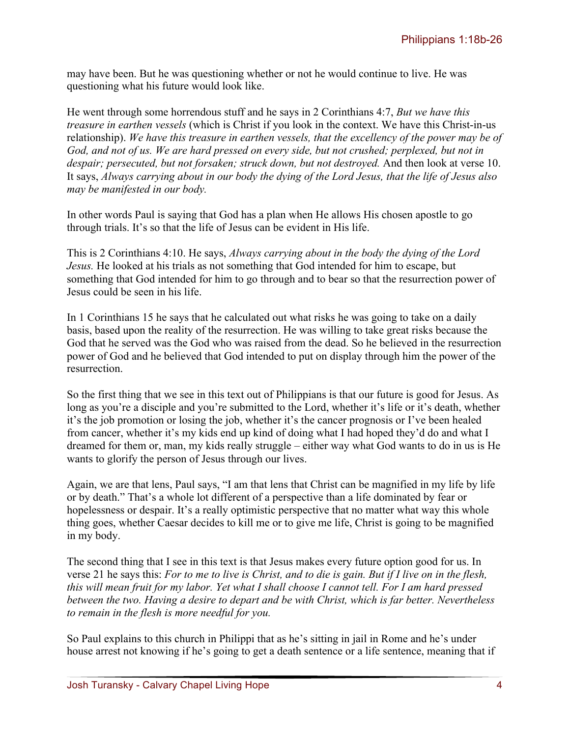may have been. But he was questioning whether or not he would continue to live. He was questioning what his future would look like.

He went through some horrendous stuff and he says in 2 Corinthians 4:7, *But we have this treasure in earthen vessels* (which is Christ if you look in the context. We have this Christ-in-us relationship). *We have this treasure in earthen vessels, that the excellency of the power may be of God, and not of us. We are hard pressed on every side, but not crushed; perplexed, but not in despair; persecuted, but not forsaken; struck down, but not destroyed.* And then look at verse 10. It says, *Always carrying about in our body the dying of the Lord Jesus, that the life of Jesus also may be manifested in our body.*

In other words Paul is saying that God has a plan when He allows His chosen apostle to go through trials. It's so that the life of Jesus can be evident in His life.

This is 2 Corinthians 4:10. He says, *Always carrying about in the body the dying of the Lord Jesus.* He looked at his trials as not something that God intended for him to escape, but something that God intended for him to go through and to bear so that the resurrection power of Jesus could be seen in his life.

In 1 Corinthians 15 he says that he calculated out what risks he was going to take on a daily basis, based upon the reality of the resurrection. He was willing to take great risks because the God that he served was the God who was raised from the dead. So he believed in the resurrection power of God and he believed that God intended to put on display through him the power of the resurrection.

So the first thing that we see in this text out of Philippians is that our future is good for Jesus. As long as you're a disciple and you're submitted to the Lord, whether it's life or it's death, whether it's the job promotion or losing the job, whether it's the cancer prognosis or I've been healed from cancer, whether it's my kids end up kind of doing what I had hoped they'd do and what I dreamed for them or, man, my kids really struggle – either way what God wants to do in us is He wants to glorify the person of Jesus through our lives.

Again, we are that lens, Paul says, "I am that lens that Christ can be magnified in my life by life or by death." That's a whole lot different of a perspective than a life dominated by fear or hopelessness or despair. It's a really optimistic perspective that no matter what way this whole thing goes, whether Caesar decides to kill me or to give me life, Christ is going to be magnified in my body.

The second thing that I see in this text is that Jesus makes every future option good for us. In verse 21 he says this: *For to me to live is Christ, and to die is gain. But if I live on in the flesh, this will mean fruit for my labor. Yet what I shall choose I cannot tell. For I am hard pressed between the two. Having a desire to depart and be with Christ, which is far better. Nevertheless to remain in the flesh is more needful for you.*

So Paul explains to this church in Philippi that as he's sitting in jail in Rome and he's under house arrest not knowing if he's going to get a death sentence or a life sentence, meaning that if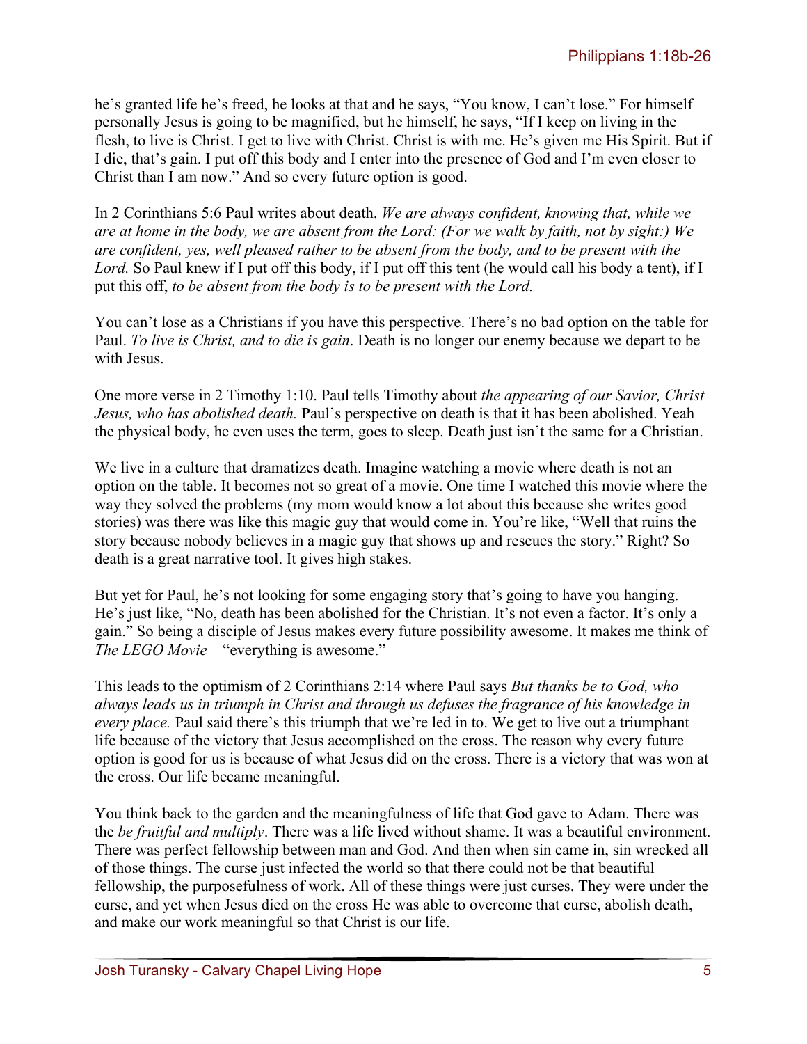he's granted life he's freed, he looks at that and he says, "You know, I can't lose." For himself personally Jesus is going to be magnified, but he himself, he says, "If I keep on living in the flesh, to live is Christ. I get to live with Christ. Christ is with me. He's given me His Spirit. But if I die, that's gain. I put off this body and I enter into the presence of God and I'm even closer to Christ than I am now." And so every future option is good.

In 2 Corinthians 5:6 Paul writes about death. *We are always confident, knowing that, while we are at home in the body, we are absent from the Lord: (For we walk by faith, not by sight:) We are confident, yes, well pleased rather to be absent from the body, and to be present with the Lord.* So Paul knew if I put off this body, if I put off this tent (he would call his body a tent), if I put this off, *to be absent from the body is to be present with the Lord.*

You can't lose as a Christians if you have this perspective. There's no bad option on the table for Paul. *To live is Christ, and to die is gain*. Death is no longer our enemy because we depart to be with Jesus.

One more verse in 2 Timothy 1:10. Paul tells Timothy about *the appearing of our Savior, Christ Jesus, who has abolished death.* Paul's perspective on death is that it has been abolished. Yeah the physical body, he even uses the term, goes to sleep. Death just isn't the same for a Christian.

We live in a culture that dramatizes death. Imagine watching a movie where death is not an option on the table. It becomes not so great of a movie. One time I watched this movie where the way they solved the problems (my mom would know a lot about this because she writes good stories) was there was like this magic guy that would come in. You're like, "Well that ruins the story because nobody believes in a magic guy that shows up and rescues the story." Right? So death is a great narrative tool. It gives high stakes.

But yet for Paul, he's not looking for some engaging story that's going to have you hanging. He's just like, "No, death has been abolished for the Christian. It's not even a factor. It's only a gain." So being a disciple of Jesus makes every future possibility awesome. It makes me think of *The LEGO Movie* – "everything is awesome."

This leads to the optimism of 2 Corinthians 2:14 where Paul says *But thanks be to God, who always leads us in triumph in Christ and through us defuses the fragrance of his knowledge in every place.* Paul said there's this triumph that we're led in to. We get to live out a triumphant life because of the victory that Jesus accomplished on the cross. The reason why every future option is good for us is because of what Jesus did on the cross. There is a victory that was won at the cross. Our life became meaningful.

You think back to the garden and the meaningfulness of life that God gave to Adam. There was the *be fruitful and multiply*. There was a life lived without shame. It was a beautiful environment. There was perfect fellowship between man and God. And then when sin came in, sin wrecked all of those things. The curse just infected the world so that there could not be that beautiful fellowship, the purposefulness of work. All of these things were just curses. They were under the curse, and yet when Jesus died on the cross He was able to overcome that curse, abolish death, and make our work meaningful so that Christ is our life.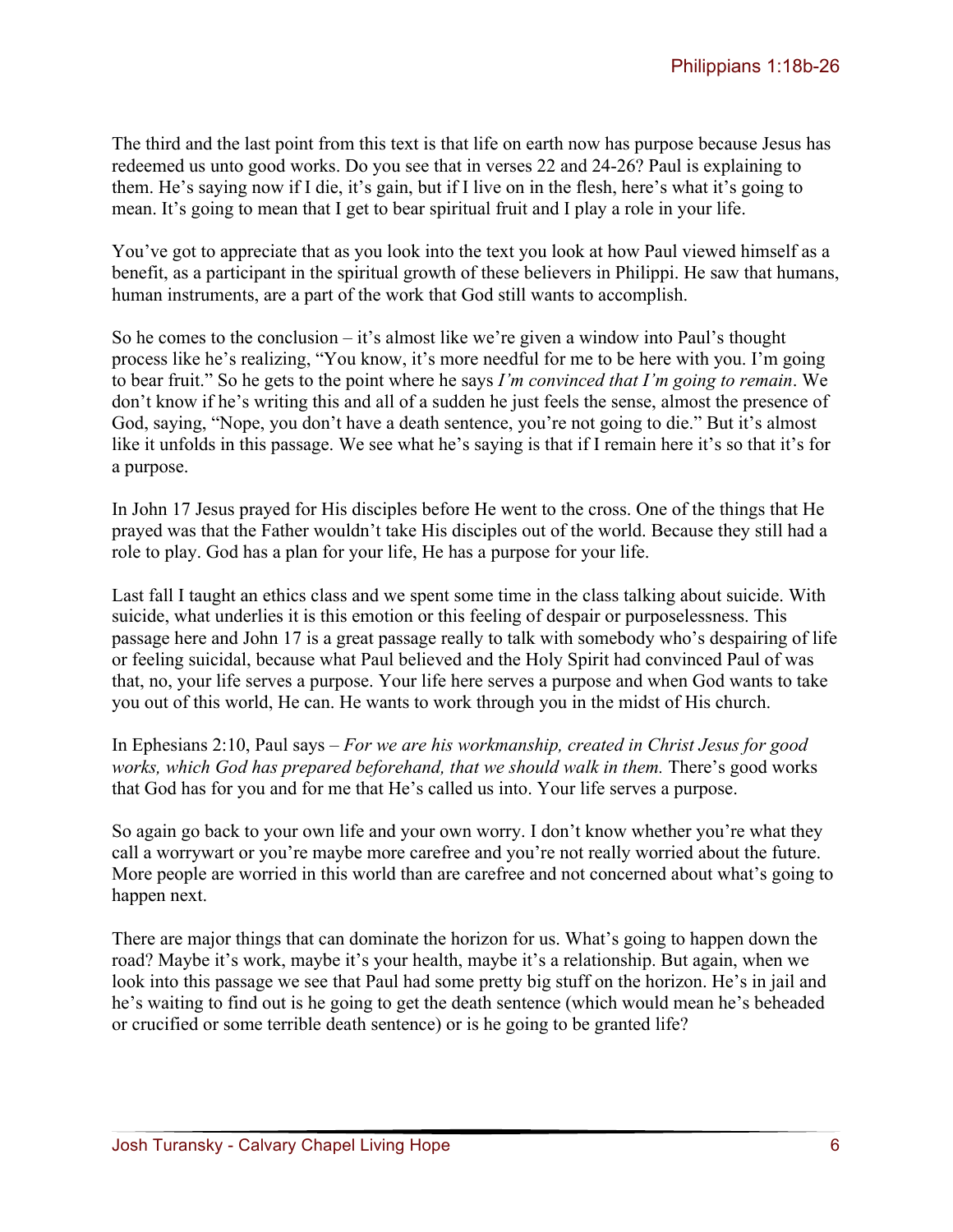The third and the last point from this text is that life on earth now has purpose because Jesus has redeemed us unto good works. Do you see that in verses 22 and 24-26? Paul is explaining to them. He's saying now if I die, it's gain, but if I live on in the flesh, here's what it's going to mean. It's going to mean that I get to bear spiritual fruit and I play a role in your life.

You've got to appreciate that as you look into the text you look at how Paul viewed himself as a benefit, as a participant in the spiritual growth of these believers in Philippi. He saw that humans, human instruments, are a part of the work that God still wants to accomplish.

So he comes to the conclusion – it's almost like we're given a window into Paul's thought process like he's realizing, "You know, it's more needful for me to be here with you. I'm going to bear fruit." So he gets to the point where he says *I'm convinced that I'm going to remain*. We don't know if he's writing this and all of a sudden he just feels the sense, almost the presence of God, saying, "Nope, you don't have a death sentence, you're not going to die." But it's almost like it unfolds in this passage. We see what he's saying is that if I remain here it's so that it's for a purpose.

In John 17 Jesus prayed for His disciples before He went to the cross. One of the things that He prayed was that the Father wouldn't take His disciples out of the world. Because they still had a role to play. God has a plan for your life, He has a purpose for your life.

Last fall I taught an ethics class and we spent some time in the class talking about suicide. With suicide, what underlies it is this emotion or this feeling of despair or purposelessness. This passage here and John 17 is a great passage really to talk with somebody who's despairing of life or feeling suicidal, because what Paul believed and the Holy Spirit had convinced Paul of was that, no, your life serves a purpose. Your life here serves a purpose and when God wants to take you out of this world, He can. He wants to work through you in the midst of His church.

In Ephesians 2:10, Paul says – *For we are his workmanship, created in Christ Jesus for good works, which God has prepared beforehand, that we should walk in them.* There's good works that God has for you and for me that He's called us into. Your life serves a purpose.

So again go back to your own life and your own worry. I don't know whether you're what they call a worrywart or you're maybe more carefree and you're not really worried about the future. More people are worried in this world than are carefree and not concerned about what's going to happen next.

There are major things that can dominate the horizon for us. What's going to happen down the road? Maybe it's work, maybe it's your health, maybe it's a relationship. But again, when we look into this passage we see that Paul had some pretty big stuff on the horizon. He's in jail and he's waiting to find out is he going to get the death sentence (which would mean he's beheaded or crucified or some terrible death sentence) or is he going to be granted life?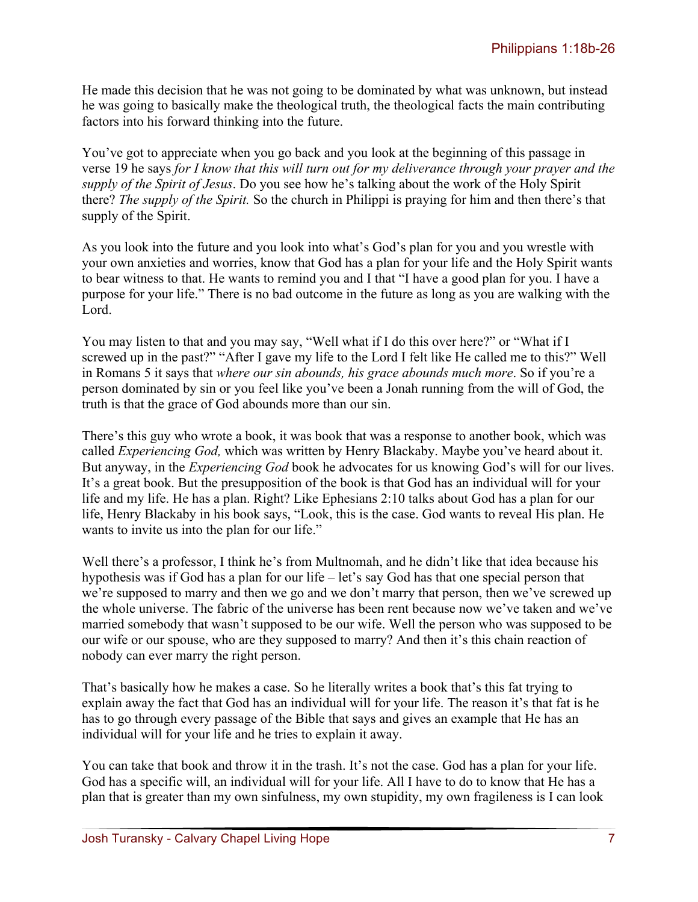He made this decision that he was not going to be dominated by what was unknown, but instead he was going to basically make the theological truth, the theological facts the main contributing factors into his forward thinking into the future.

You've got to appreciate when you go back and you look at the beginning of this passage in verse 19 he says *for I know that this will turn out for my deliverance through your prayer and the supply of the Spirit of Jesus*. Do you see how he's talking about the work of the Holy Spirit there? *The supply of the Spirit.* So the church in Philippi is praying for him and then there's that supply of the Spirit.

As you look into the future and you look into what's God's plan for you and you wrestle with your own anxieties and worries, know that God has a plan for your life and the Holy Spirit wants to bear witness to that. He wants to remind you and I that "I have a good plan for you. I have a purpose for your life." There is no bad outcome in the future as long as you are walking with the Lord.

You may listen to that and you may say, "Well what if I do this over here?" or "What if I screwed up in the past?" "After I gave my life to the Lord I felt like He called me to this?" Well in Romans 5 it says that *where our sin abounds, his grace abounds much more*. So if you're a person dominated by sin or you feel like you've been a Jonah running from the will of God, the truth is that the grace of God abounds more than our sin.

There's this guy who wrote a book, it was book that was a response to another book, which was called *Experiencing God,* which was written by Henry Blackaby. Maybe you've heard about it. But anyway, in the *Experiencing God* book he advocates for us knowing God's will for our lives. It's a great book. But the presupposition of the book is that God has an individual will for your life and my life. He has a plan. Right? Like Ephesians 2:10 talks about God has a plan for our life, Henry Blackaby in his book says, "Look, this is the case. God wants to reveal His plan. He wants to invite us into the plan for our life."

Well there's a professor, I think he's from Multnomah, and he didn't like that idea because his hypothesis was if God has a plan for our life – let's say God has that one special person that we're supposed to marry and then we go and we don't marry that person, then we've screwed up the whole universe. The fabric of the universe has been rent because now we've taken and we've married somebody that wasn't supposed to be our wife. Well the person who was supposed to be our wife or our spouse, who are they supposed to marry? And then it's this chain reaction of nobody can ever marry the right person.

That's basically how he makes a case. So he literally writes a book that's this fat trying to explain away the fact that God has an individual will for your life. The reason it's that fat is he has to go through every passage of the Bible that says and gives an example that He has an individual will for your life and he tries to explain it away.

You can take that book and throw it in the trash. It's not the case. God has a plan for your life. God has a specific will, an individual will for your life. All I have to do to know that He has a plan that is greater than my own sinfulness, my own stupidity, my own fragileness is I can look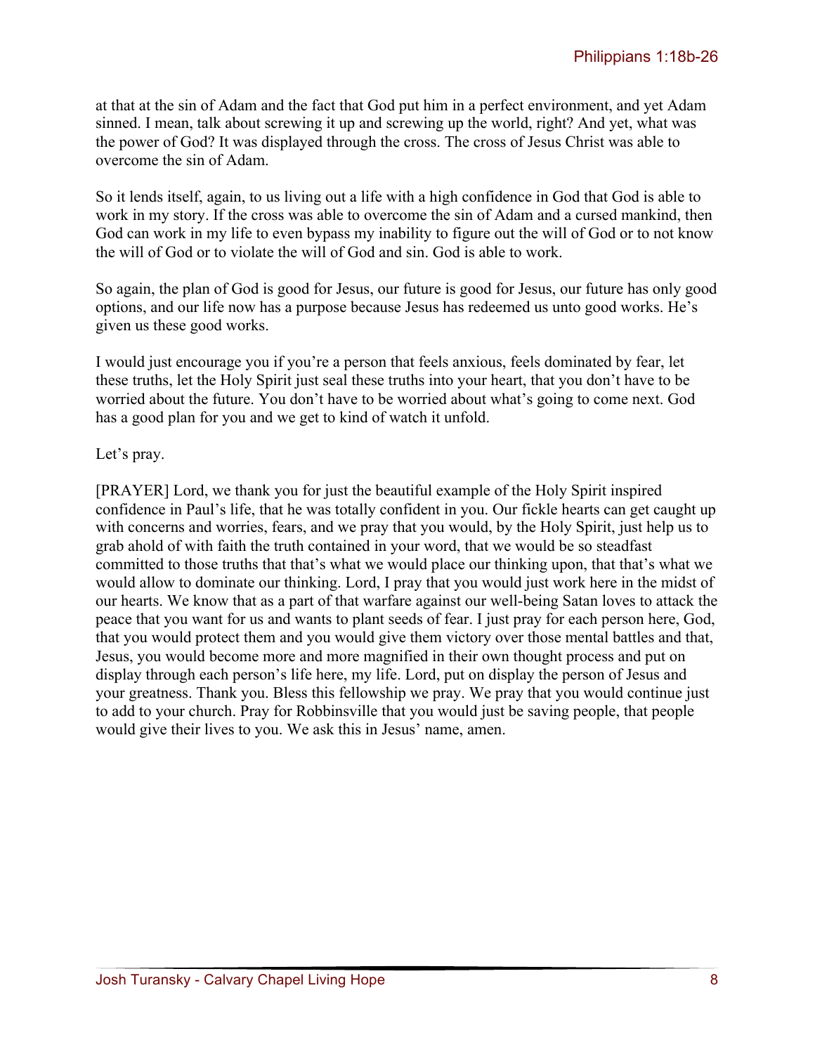at that at the sin of Adam and the fact that God put him in a perfect environment, and yet Adam sinned. I mean, talk about screwing it up and screwing up the world, right? And yet, what was the power of God? It was displayed through the cross. The cross of Jesus Christ was able to overcome the sin of Adam.

So it lends itself, again, to us living out a life with a high confidence in God that God is able to work in my story. If the cross was able to overcome the sin of Adam and a cursed mankind, then God can work in my life to even bypass my inability to figure out the will of God or to not know the will of God or to violate the will of God and sin. God is able to work.

So again, the plan of God is good for Jesus, our future is good for Jesus, our future has only good options, and our life now has a purpose because Jesus has redeemed us unto good works. He's given us these good works.

I would just encourage you if you're a person that feels anxious, feels dominated by fear, let these truths, let the Holy Spirit just seal these truths into your heart, that you don't have to be worried about the future. You don't have to be worried about what's going to come next. God has a good plan for you and we get to kind of watch it unfold.

Let's pray.

[PRAYER] Lord, we thank you for just the beautiful example of the Holy Spirit inspired confidence in Paul's life, that he was totally confident in you. Our fickle hearts can get caught up with concerns and worries, fears, and we pray that you would, by the Holy Spirit, just help us to grab ahold of with faith the truth contained in your word, that we would be so steadfast committed to those truths that that's what we would place our thinking upon, that that's what we would allow to dominate our thinking. Lord, I pray that you would just work here in the midst of our hearts. We know that as a part of that warfare against our well-being Satan loves to attack the peace that you want for us and wants to plant seeds of fear. I just pray for each person here, God, that you would protect them and you would give them victory over those mental battles and that, Jesus, you would become more and more magnified in their own thought process and put on display through each person's life here, my life. Lord, put on display the person of Jesus and your greatness. Thank you. Bless this fellowship we pray. We pray that you would continue just to add to your church. Pray for Robbinsville that you would just be saving people, that people would give their lives to you. We ask this in Jesus' name, amen.